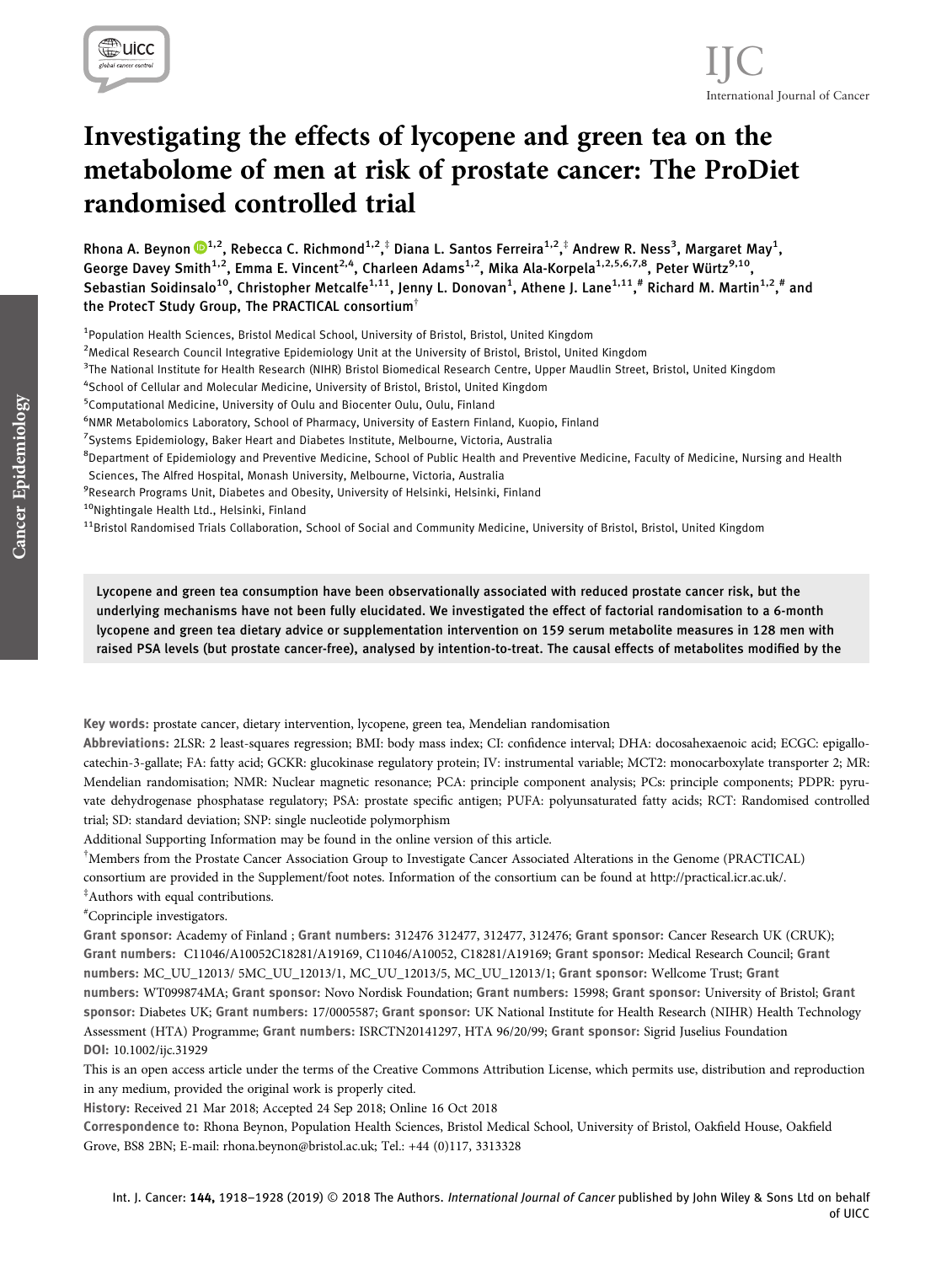# Investigating the effects of lycopene and green tea on the metabolome of men at risk of prostate cancer: The ProDiet randomised controlled trial

Rhona A. Beynon[1,2], Rebecca C. Richmond[1,2,‡] Diana L. Santos Ferreira[1,2,‡] Andrew R. Ness[3], Margaret May[1], George Davey Smith[1,2], Emma E. Vincent[2,4], Charleen Adams[1,2], Mika Ala-Korpela[1,2,5,6,7,8], Peter Würtz[9,10], Sebastian Soidinsalo[10], Christopher Metcalfe[1,11], Jenny L. Donovan[1], Athene J. Lane[1,11,#] Richard M. Martin[1,2,#] and the ProtecT Study Group, The PRACTICAL consortium[†]

[1]Population Health Sciences, Bristol Medical School, University of Bristol, Bristol, United Kingdom

[2]Medical Research Council Integrative Epidemiology Unit at the University of Bristol, Bristol, United Kingdom

[3]The National Institute for Health Research (NIHR) Bristol Biomedical Research Centre, Upper Maudlin Street, Bristol, United Kingdom

[4]School of Cellular and Molecular Medicine, University of Bristol, Bristol, United Kingdom

[5]Computational Medicine, University of Oulu and Biocenter Oulu, Oulu, Finland

[6]NMR Metabolomics Laboratory, School of Pharmacy, University of Eastern Finland, Kuopio, Finland

[7]Systems Epidemiology, Baker Heart and Diabetes Institute, Melbourne, Victoria, Australia

[8]Department of Epidemiology and Preventive Medicine, School of Public Health and Preventive Medicine, Faculty of Medicine, Nursing and Health Sciences, The Alfred Hospital, Monash University, Melbourne, Victoria, Australia

[9]Research Programs Unit, Diabetes and Obesity, University of Helsinki, Helsinki, Finland

[10]Nightingale Health Ltd., Helsinki, Finland

[11]Bristol Randomised Trials Collaboration, School of Social and Community Medicine, University of Bristol, Bristol, United Kingdom

Lycopene and green tea consumption have been observationally associated with reduced prostate cancer risk, but the underlying mechanisms have not been fully elucidated. We investigated the effect of factorial randomisation to a 6-month lycopene and green tea dietary advice or supplementation intervention on 159 serum metabolite measures in 128 men with raised PSA levels (but prostate cancer-free), analysed by intention-to-treat. The causal effects of metabolites modified by the

**Key words:** prostate cancer, dietary intervention, lycopene, green tea, Mendelian randomisation

**Abbreviations:** 2LSR: 2 least-squares regression; BMI: body mass index; CI: confidence interval; DHA: docosahexaenoic acid; ECGC: epigallocatechin-3-gallate; FA: fatty acid; GCKR: glucokinase regulatory protein; IV: instrumental variable; MCT2: monocarboxylate transporter 2; MR: Mendelian randomisation; NMR: Nuclear magnetic resonance; PCA: principle component analysis; PCs: principle components; PDPR: pyruvate dehydrogenase phosphatase regulatory; PSA: prostate specific antigen; PUFA: polyunsaturated fatty acids; RCT: Randomised controlled trial; SD: standard deviation; SNP: single nucleotide polymorphism

Additional Supporting Information may be found in the online version of this article.

[†]Members from the Prostate Cancer Association Group to Investigate Cancer Associated Alterations in the Genome (PRACTICAL) consortium are provided in the Supplement/foot notes. Information of the consortium can be found at http://practical.icr.ac.uk/.

[‡]Authors with equal contributions.

[#]Coprinciple investigators.

**Grant sponsor:** Academy of Finland ; **Grant numbers:** 312476 312477, 312477, 312476; **Grant sponsor:** Cancer Research UK (CRUK); **Grant numbers:** C11046/A10052C18281/A19169, C11046/A10052, C18281/A19169; **Grant sponsor:** Medical Research Council; **Grant numbers:** MC_UU_12013/ 5MC_UU_12013/1, MC_UU_12013/5, MC_UU_12013/1; **Grant sponsor:** Wellcome Trust; **Grant numbers:** WT099874MA; **Grant sponsor:** Novo Nordisk Foundation; **Grant numbers:** 15998; **Grant sponsor:** University of Bristol; **Grant sponsor:** Diabetes UK; **Grant numbers:** 17/0005587; **Grant sponsor:** UK National Institute for Health Research (NIHR) Health Technology Assessment (HTA) Programme; **Grant numbers:** ISRCTN20141297, HTA 96/20/99; **Grant sponsor:** Sigrid Juselius Foundation

**DOI:** 10.1002/ijc.31929

This is an open access article under the terms of the Creative Commons Attribution License, which permits use, distribution and reproduction in any medium, provided the original work is properly cited.

**History:** Received 21 Mar 2018; Accepted 24 Sep 2018; Online 16 Oct 2018

**Correspondence to:** Rhona Beynon, Population Health Sciences, Bristol Medical School, University of Bristol, Oakfield House, Oakfield Grove, BS8 2BN; E-mail: rhona.beynon@bristol.ac.uk; Tel.: +44 (0)117, 3313328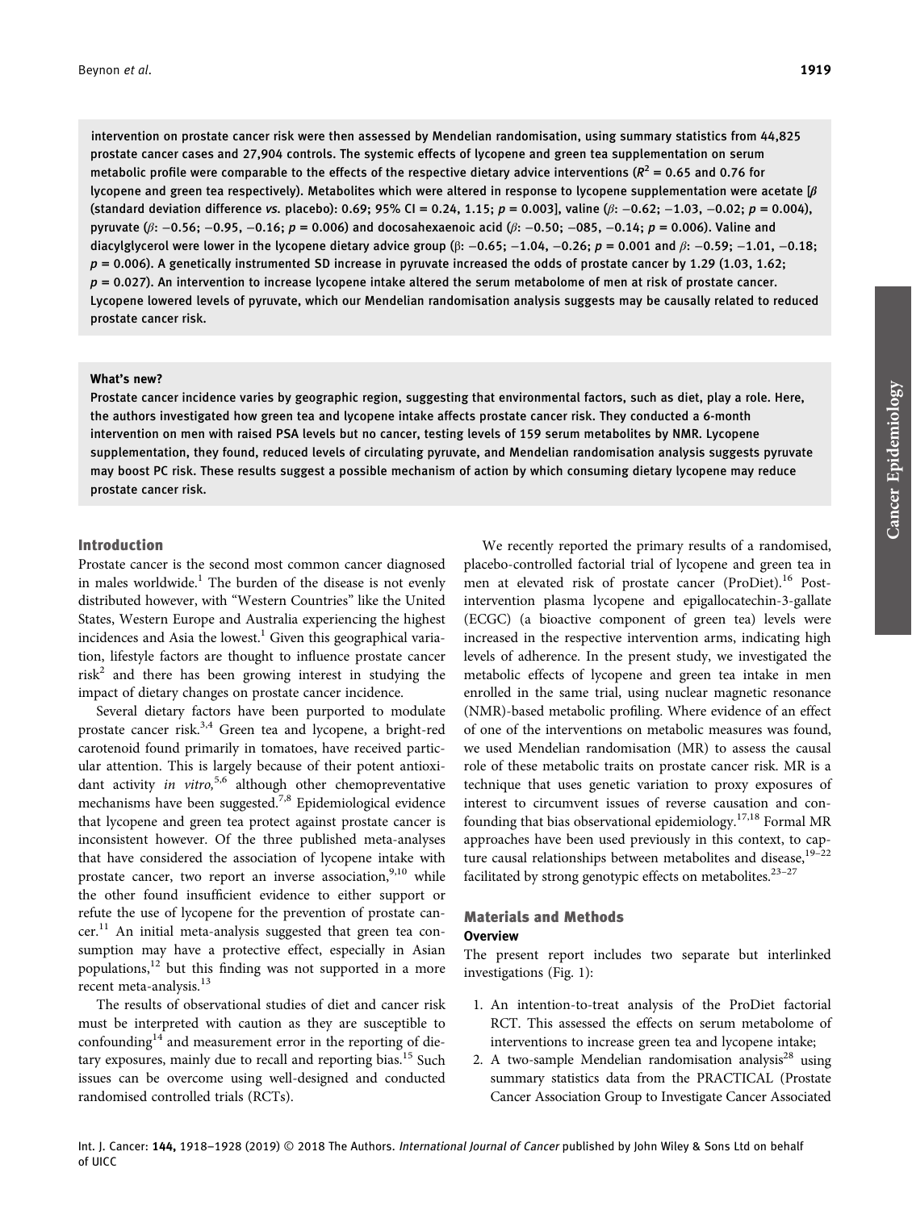intervention on prostate cancer risk were then assessed by Mendelian randomisation, using summary statistics from 44,825 prostate cancer cases and 27,904 controls. The systemic effects of lycopene and green tea supplementation on serum metabolic profile were comparable to the effects of the respective dietary advice interventions ($R^2 = 0.65$ and 0.76 for lycopene and green tea respectively). Metabolites which were altered in response to lycopene supplementation were acetate [$\beta$ (standard deviation difference *vs.* placebo): 0.69; 95% CI = 0.24, 1.15; $p = 0.003$], valine ($\beta$: −0.62; −1.03, −0.02; $p = 0.004$), pyruvate ($\beta$: −0.56; −0.95, −0.16; $p = 0.006$) and docosahexaenoic acid ($\beta$: −0.50; −085, −0.14; $p = 0.006$). Valine and diacylglycerol were lower in the lycopene dietary advice group ($\beta$: −0.65; −1.04, −0.26; $p = 0.001$ and $\beta$: −0.59; −1.01, −0.18; $p = 0.006$). A genetically instrumented SD increase in pyruvate increased the odds of prostate cancer by 1.29 (1.03, 1.62; $p = 0.027$). An intervention to increase lycopene intake altered the serum metabolome of men at risk of prostate cancer. Lycopene lowered levels of pyruvate, which our Mendelian randomisation analysis suggests may be causally related to reduced prostate cancer risk.

**What's new?**

Prostate cancer incidence varies by geographic region, suggesting that environmental factors, such as diet, play a role. Here, the authors investigated how green tea and lycopene intake affects prostate cancer risk. They conducted a 6-month intervention on men with raised PSA levels but no cancer, testing levels of 159 serum metabolites by NMR. Lycopene supplementation, they found, reduced levels of circulating pyruvate, and Mendelian randomisation analysis suggests pyruvate may boost PC risk. These results suggest a possible mechanism of action by which consuming dietary lycopene may reduce prostate cancer risk.

## Introduction

Prostate cancer is the second most common cancer diagnosed in males worldwide.[1] The burden of the disease is not evenly distributed however, with "Western Countries" like the United States, Western Europe and Australia experiencing the highest incidences and Asia the lowest.[1] Given this geographical variation, lifestyle factors are thought to influence prostate cancer risk[2] and there has been growing interest in studying the impact of dietary changes on prostate cancer incidence.

Several dietary factors have been purported to modulate prostate cancer risk.[3,4] Green tea and lycopene, a bright-red carotenoid found primarily in tomatoes, have received particular attention. This is largely because of their potent antioxidant activity *in vitro*,[5,6] although other chemopreventative mechanisms have been suggested.[7,8] Epidemiological evidence that lycopene and green tea protect against prostate cancer is inconsistent however. Of the three published meta-analyses that have considered the association of lycopene intake with prostate cancer, two report an inverse association,[9,10] while the other found insufficient evidence to either support or refute the use of lycopene for the prevention of prostate cancer.[11] An initial meta-analysis suggested that green tea consumption may have a protective effect, especially in Asian populations,[12] but this finding was not supported in a more recent meta-analysis.[13]

The results of observational studies of diet and cancer risk must be interpreted with caution as they are susceptible to confounding[14] and measurement error in the reporting of dietary exposures, mainly due to recall and reporting bias.[15] Such issues can be overcome using well-designed and conducted randomised controlled trials (RCTs).

We recently reported the primary results of a randomised, placebo-controlled factorial trial of lycopene and green tea in men at elevated risk of prostate cancer (ProDiet).[16] Post-intervention plasma lycopene and epigallocatechin-3-gallate (ECGC) (a bioactive component of green tea) levels were increased in the respective intervention arms, indicating high levels of adherence. In the present study, we investigated the metabolic effects of lycopene and green tea intake in men enrolled in the same trial, using nuclear magnetic resonance (NMR)-based metabolic profiling. Where evidence of an effect of one of the interventions on metabolic measures was found, we used Mendelian randomisation (MR) to assess the causal role of these metabolic traits on prostate cancer risk. MR is a technique that uses genetic variation to proxy exposures of interest to circumvent issues of reverse causation and confounding that bias observational epidemiology.[17,18] Formal MR approaches have been used previously in this context, to capture causal relationships between metabolites and disease,[19–22] facilitated by strong genotypic effects on metabolites.[23–27]

## Materials and Methods

### Overview

The present report includes two separate but interlinked investigations (Fig. 1):

1. An intention-to-treat analysis of the ProDiet factorial RCT. This assessed the effects on serum metabolome of interventions to increase green tea and lycopene intake;
2. A two-sample Mendelian randomisation analysis[28] using summary statistics data from the PRACTICAL (Prostate Cancer Association Group to Investigate Cancer Associated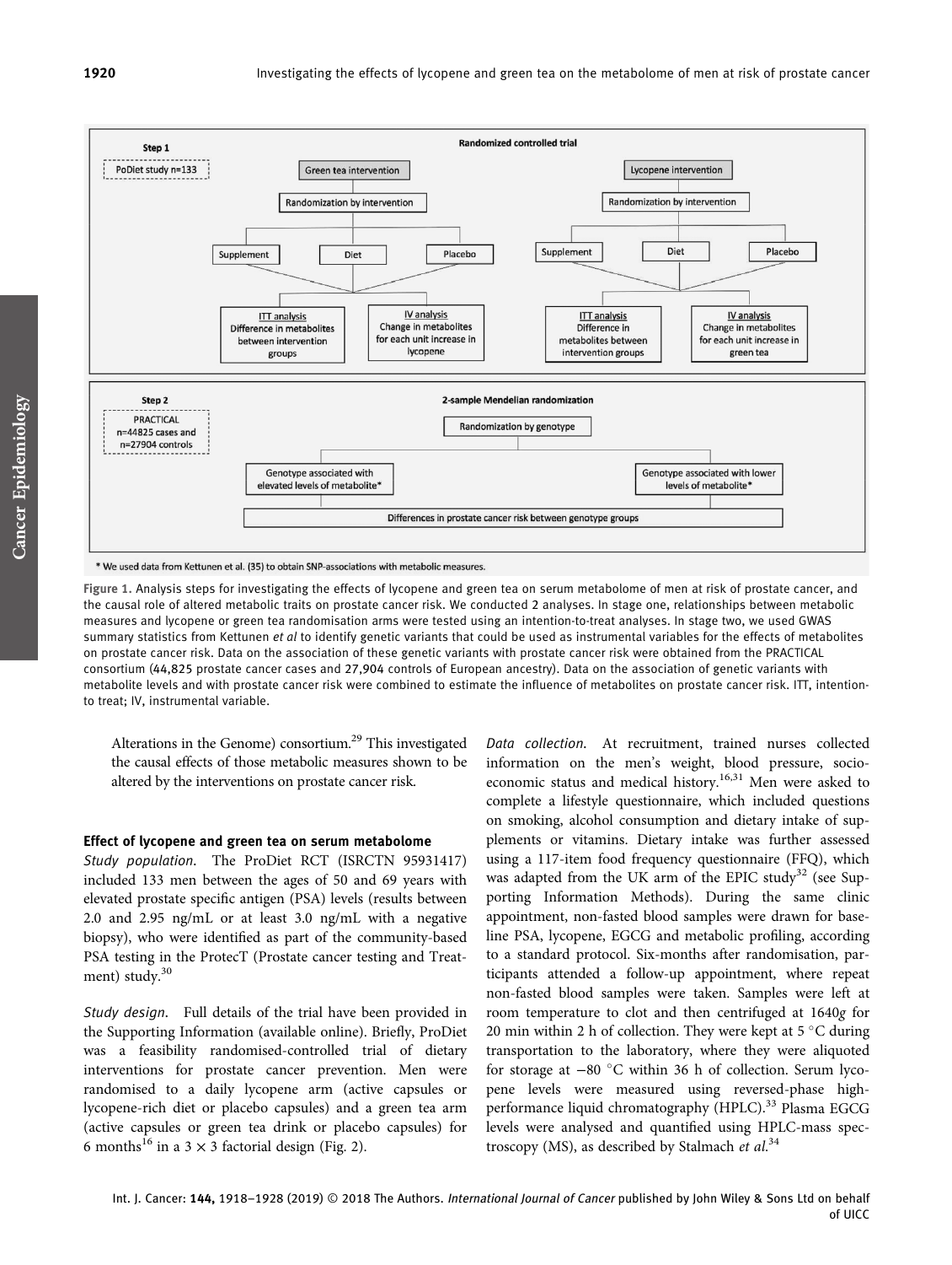Figure 1. Analysis steps for investigating the effects of lycopene and green tea on serum metabolome of men at risk of prostate cancer, and the causal role of altered metabolic traits on prostate cancer risk. We conducted 2 analyses. In stage one, relationships between metabolic measures and lycopene or green tea randomisation arms were tested using an intention-to-treat analyses. In stage two, we used GWAS summary statistics from Kettunen *et al* to identify genetic variants that could be used as instrumental variables for the effects of metabolites on prostate cancer risk. Data on the association of these genetic variants with prostate cancer risk were obtained from the PRACTICAL consortium (44,825 prostate cancer cases and 27,904 controls of European ancestry). Data on the association of genetic variants with metabolite levels and with prostate cancer risk were combined to estimate the influence of metabolites on prostate cancer risk. ITT, intention-to treat; IV, instrumental variable.

Alterations in the Genome) consortium.[29] This investigated the causal effects of those metabolic measures shown to be altered by the interventions on prostate cancer risk.

#### Effect of lycopene and green tea on serum metabolome

*Study population.* The ProDiet RCT (ISRCTN 95931417) included 133 men between the ages of 50 and 69 years with elevated prostate specific antigen (PSA) levels (results between 2.0 and 2.95 ng/mL or at least 3.0 ng/mL with a negative biopsy), who were identified as part of the community-based PSA testing in the ProtecT (Prostate cancer testing and Treatment) study.[30]

*Study design.* Full details of the trial have been provided in the Supporting Information (available online). Briefly, ProDiet was a feasibility randomised-controlled trial of dietary interventions for prostate cancer prevention. Men were randomised to a daily lycopene arm (active capsules or lycopene-rich diet or placebo capsules) and a green tea arm (active capsules or green tea drink or placebo capsules) for 6 months[16] in a $3 \times 3$ factorial design (Fig. 2).

*Data collection.* At recruitment, trained nurses collected information on the men's weight, blood pressure, socio-economic status and medical history.[16,31] Men were asked to complete a lifestyle questionnaire, which included questions on smoking, alcohol consumption and dietary intake of supplements or vitamins. Dietary intake was further assessed using a 117-item food frequency questionnaire (FFQ), which was adapted from the UK arm of the EPIC study[32] (see Supporting Information Methods). During the same clinic appointment, non-fasted blood samples were drawn for baseline PSA, lycopene, EGCG and metabolic profiling, according to a standard protocol. Six-months after randomisation, participants attended a follow-up appointment, where repeat non-fasted blood samples were taken. Samples were left at room temperature to clot and then centrifuged at 1640*g* for 20 min within 2 h of collection. They were kept at 5 °C during transportation to the laboratory, where they were aliquoted for storage at −80 °C within 36 h of collection. Serum lycopene levels were measured using reversed-phase high-performance liquid chromatography (HPLC).[33] Plasma EGCG levels were analysed and quantified using HPLC-mass spectroscopy (MS), as described by Stalmach *et al.*[34]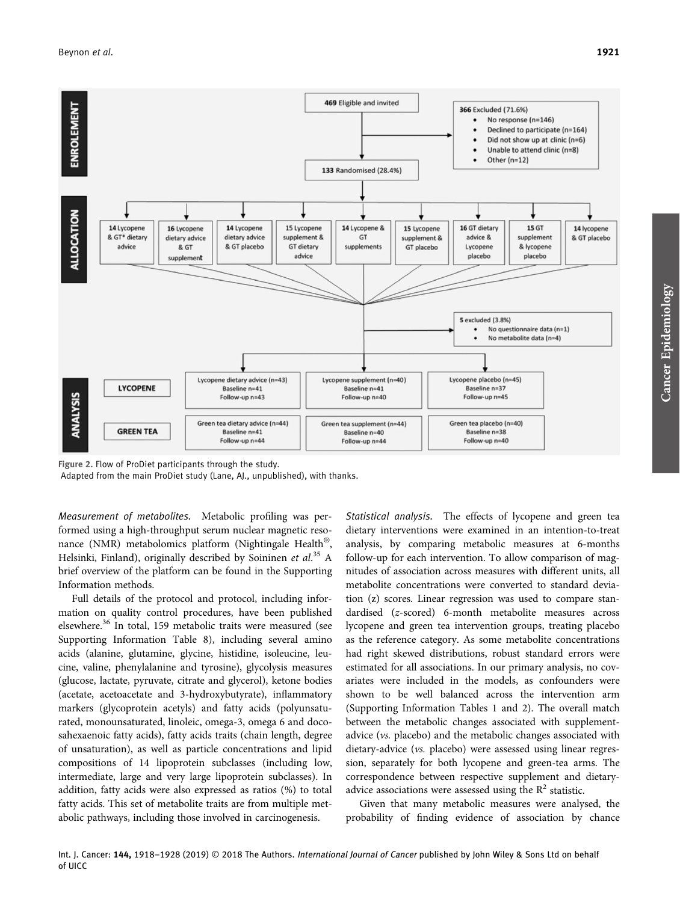Figure 2. Flow of ProDiet participants through the study.
Adapted from the main ProDiet study (Lane, AJ., unpublished), with thanks.

*Measurement of metabolites.* Metabolic profiling was performed using a high-throughput serum nuclear magnetic resonance (NMR) metabolomics platform (Nightingale Health®, Helsinki, Finland), originally described by Soininen *et al.*[35] A brief overview of the platform can be found in the Supporting Information methods.

Full details of the protocol and protocol, including information on quality control procedures, have been published elsewhere.[36] In total, 159 metabolic traits were measured (see Supporting Information Table 8), including several amino acids (alanine, glutamine, glycine, histidine, isoleucine, leucine, valine, phenylalanine and tyrosine), glycolysis measures (glucose, lactate, pyruvate, citrate and glycerol), ketone bodies (acetate, acetoacetate and 3-hydroxybutyrate), inflammatory markers (glycoprotein acetyls) and fatty acids (polyunsaturated, monounsaturated, linoleic, omega-3, omega 6 and docosahexaenoic fatty acids), fatty acids traits (chain length, degree of unsaturation), as well as particle concentrations and lipid compositions of 14 lipoprotein subclasses (including low, intermediate, large and very large lipoprotein subclasses). In addition, fatty acids were also expressed as ratios (%) to total fatty acids. This set of metabolite traits are from multiple metabolic pathways, including those involved in carcinogenesis.

*Statistical analysis.* The effects of lycopene and green tea dietary interventions were examined in an intention-to-treat analysis, by comparing metabolic measures at 6-months follow-up for each intervention. To allow comparison of magnitudes of association across measures with different units, all metabolite concentrations were converted to standard deviation (z) scores. Linear regression was used to compare standardised (*z*-scored) 6-month metabolite measures across lycopene and green tea intervention groups, treating placebo as the reference category. As some metabolite concentrations had right skewed distributions, robust standard errors were estimated for all associations. In our primary analysis, no covariates were included in the models, as confounders were shown to be well balanced across the intervention arm (Supporting Information Tables 1 and 2). The overall match between the metabolic changes associated with supplement-advice (*vs.* placebo) and the metabolic changes associated with dietary-advice (*vs.* placebo) were assessed using linear regression, separately for both lycopene and green-tea arms. The correspondence between respective supplement and dietary-advice associations were assessed using the $R^2$ statistic.

Given that many metabolic measures were analysed, the probability of finding evidence of association by chance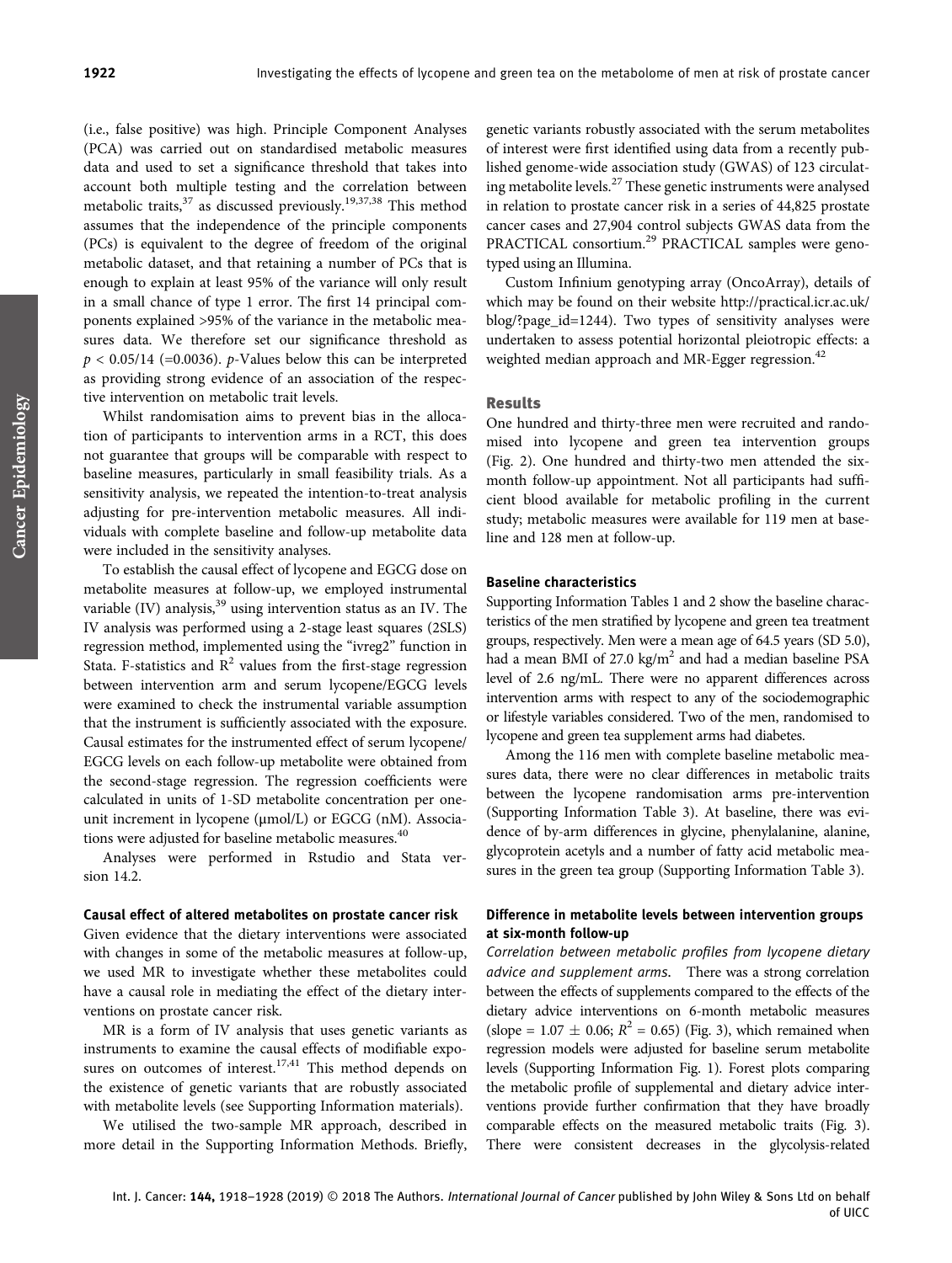(i.e., false positive) was high. Principle Component Analyses (PCA) was carried out on standardised metabolic measures data and used to set a significance threshold that takes into account both multiple testing and the correlation between metabolic traits,[37] as discussed previously.[19,37,38] This method assumes that the independence of the principle components (PCs) is equivalent to the degree of freedom of the original metabolic dataset, and that retaining a number of PCs that is enough to explain at least 95% of the variance will only result in a small chance of type 1 error. The first 14 principal components explained >95% of the variance in the metabolic measures data. We therefore set our significance threshold as $p < 0.05/14$ (=0.0036). *p*-Values below this can be interpreted as providing strong evidence of an association of the respective intervention on metabolic trait levels.

Whilst randomisation aims to prevent bias in the allocation of participants to intervention arms in a RCT, this does not guarantee that groups will be comparable with respect to baseline measures, particularly in small feasibility trials. As a sensitivity analysis, we repeated the intention-to-treat analysis adjusting for pre-intervention metabolic measures. All individuals with complete baseline and follow-up metabolite data were included in the sensitivity analyses.

To establish the causal effect of lycopene and EGCG dose on metabolite measures at follow-up, we employed instrumental variable (IV) analysis,[39] using intervention status as an IV. The IV analysis was performed using a 2-stage least squares (2SLS) regression method, implemented using the "ivreg2" function in Stata. F-statistics and $R^2$ values from the first-stage regression between intervention arm and serum lycopene/EGCG levels were examined to check the instrumental variable assumption that the instrument is sufficiently associated with the exposure. Causal estimates for the instrumented effect of serum lycopene/EGCG levels on each follow-up metabolite were obtained from the second-stage regression. The regression coefficients were calculated in units of 1-SD metabolite concentration per one-unit increment in lycopene (μmol/L) or EGCG (nM). Associations were adjusted for baseline metabolic measures.[40]

Analyses were performed in Rstudio and Stata version 14.2.

#### Causal effect of altered metabolites on prostate cancer risk

Given evidence that the dietary interventions were associated with changes in some of the metabolic measures at follow-up, we used MR to investigate whether these metabolites could have a causal role in mediating the effect of the dietary interventions on prostate cancer risk.

MR is a form of IV analysis that uses genetic variants as instruments to examine the causal effects of modifiable exposures on outcomes of interest.[17,41] This method depends on the existence of genetic variants that are robustly associated with metabolite levels (see Supporting Information materials).

We utilised the two-sample MR approach, described in more detail in the Supporting Information Methods. Briefly, genetic variants robustly associated with the serum metabolites of interest were first identified using data from a recently published genome-wide association study (GWAS) of 123 circulating metabolite levels.[27] These genetic instruments were analysed in relation to prostate cancer risk in a series of 44,825 prostate cancer cases and 27,904 control subjects GWAS data from the PRACTICAL consortium.[29] PRACTICAL samples were genotyped using an Illumina.

Custom Infinium genotyping array (OncoArray), details of which may be found on their website http://practical.icr.ac.uk/blog/?page_id=1244). Two types of sensitivity analyses were undertaken to assess potential horizontal pleiotropic effects: a weighted median approach and MR-Egger regression.[42]

## Results

One hundred and thirty-three men were recruited and randomised into lycopene and green tea intervention groups (Fig. 2). One hundred and thirty-two men attended the six-month follow-up appointment. Not all participants had sufficient blood available for metabolic profiling in the current study; metabolic measures were available for 119 men at baseline and 128 men at follow-up.

#### Baseline characteristics

Supporting Information Tables 1 and 2 show the baseline characteristics of the men stratified by lycopene and green tea treatment groups, respectively. Men were a mean age of 64.5 years (SD 5.0), had a mean BMI of 27.0 kg/m$^2$ and had a median baseline PSA level of 2.6 ng/mL. There were no apparent differences across intervention arms with respect to any of the sociodemographic or lifestyle variables considered. Two of the men, randomised to lycopene and green tea supplement arms had diabetes.

Among the 116 men with complete baseline metabolic measures data, there were no clear differences in metabolic traits between the lycopene randomisation arms pre-intervention (Supporting Information Table 3). At baseline, there was evidence of by-arm differences in glycine, phenylalanine, alanine, glycoprotein acetyls and a number of fatty acid metabolic measures in the green tea group (Supporting Information Table 3).

#### Difference in metabolite levels between intervention groups at six-month follow-up

*Correlation between metabolic profiles from lycopene dietary advice and supplement arms.* There was a strong correlation between the effects of supplements compared to the effects of the dietary advice interventions on 6-month metabolic measures (slope = 1.07 ± 0.06; $R^2 = 0.65$) (Fig. 3), which remained when regression models were adjusted for baseline serum metabolite levels (Supporting Information Fig. 1). Forest plots comparing the metabolic profile of supplemental and dietary advice interventions provide further confirmation that they have broadly comparable effects on the measured metabolic traits (Fig. 3). There were consistent decreases in the glycolysis-related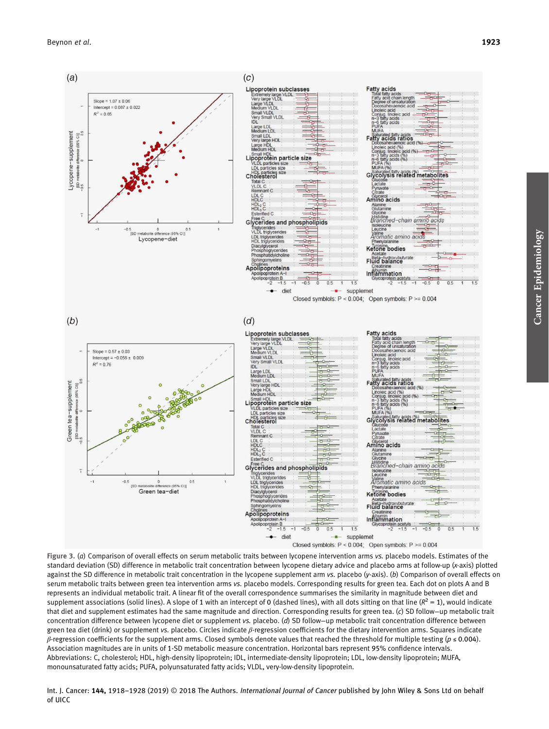Figure 3. (*a*) Comparison of overall effects on serum metabolic traits between lycopene intervention arms *vs.* placebo models. Estimates of the standard deviation (SD) difference in metabolic trait concentration between lycopene dietary advice and placebo arms at follow-up (*x*-axis) plotted against the SD difference in metabolic trait concentration in the lycopene supplement arm *vs.* placebo (*y*-axis). (*b*) Comparison of overall effects on serum metabolic traits between green tea intervention arms *vs.* placebo models. Corresponding results for green tea. Each dot on plots A and B represents an individual metabolic trait. A linear fit of the overall correspondence summarises the similarity in magnitude between diet and supplement associations (solid lines). A slope of 1 with an intercept of 0 (dashed lines), with all dots sitting on that line ($R^2 = 1$), would indicate that diet and supplement estimates had the same magnitude and direction. Corresponding results for green tea. (*c*) SD follow–up metabolic trait concentration difference between lycopene diet or supplement *vs.* placebo. (*d*) SD follow–up metabolic trait concentration difference between green tea diet (drink) or supplement *vs.* placebo. Circles indicate $\beta$-regression coefficients for the dietary intervention arms. Squares indicate $\beta$-regression coefficients for the supplement arms. Closed symbols denote values that reached the threshold for multiple testing ($p \leq 0.004$). Association magnitudes are in units of 1-SD metabolic measure concentration. Horizontal bars represent 95% confidence intervals. Abbreviations: C, cholesterol; HDL, high-density lipoprotein; IDL, intermediate-density lipoprotein; LDL, low-density lipoprotein; MUFA, monounsaturated fatty acids; PUFA, polyunsaturated fatty acids; VLDL, very-low-density lipoprotein.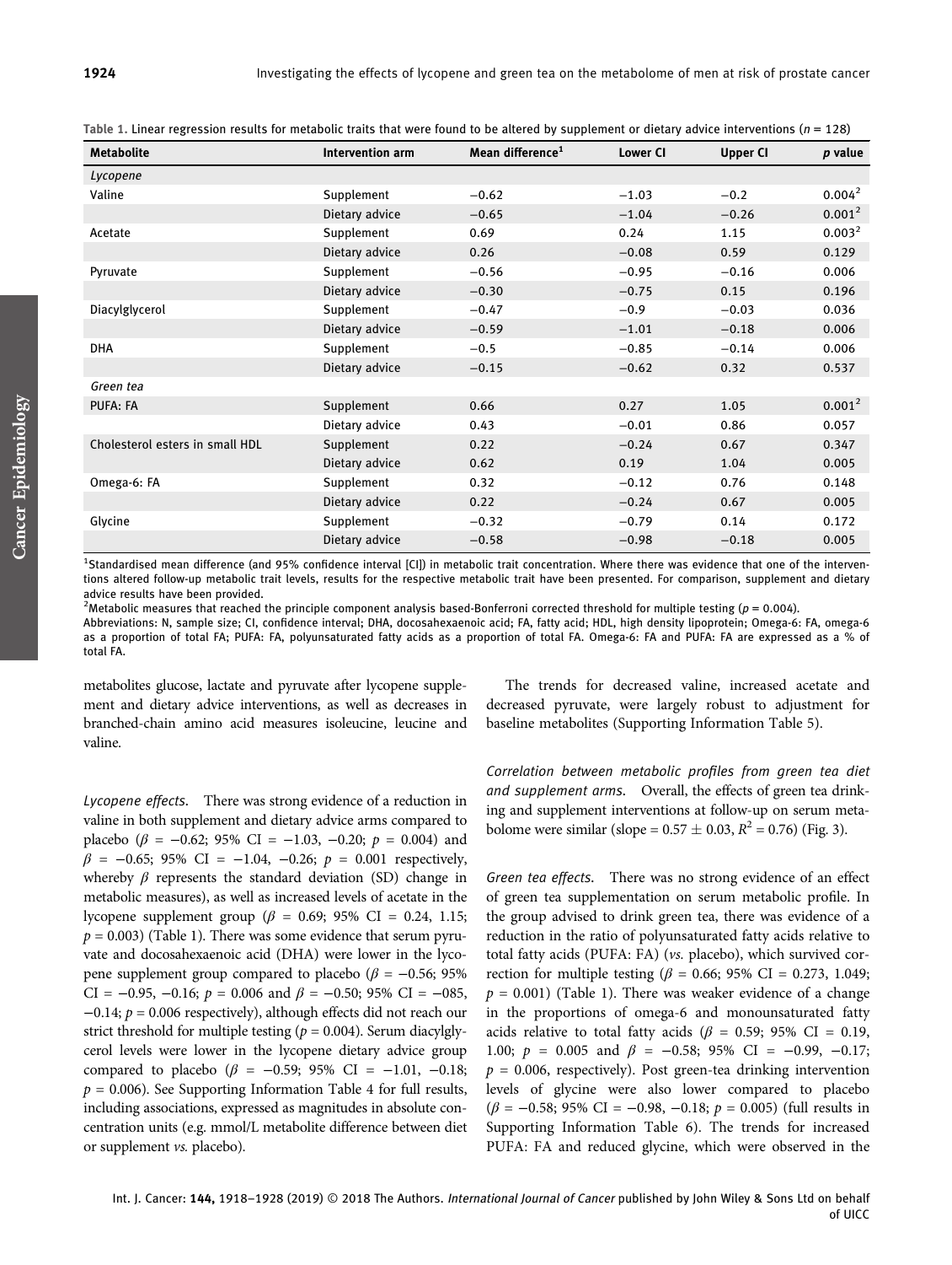Table 1. Linear regression results for metabolic traits that were found to be altered by supplement or dietary advice interventions ($n$ = 128)

| Metabolite | Intervention arm | Mean difference[1] | Lower CI | Upper CI | p value |
|---|---|---|---|---|---|
| *Lycopene* | | | | | |
| Valine | Supplement | −0.62 | −1.03 | −0.2 | 0.004[2] |
| | Dietary advice | −0.65 | −1.04 | −0.26 | 0.001[2] |
| Acetate | Supplement | 0.69 | 0.24 | 1.15 | 0.003[2] |
| | Dietary advice | 0.26 | −0.08 | 0.59 | 0.129 |
| Pyruvate | Supplement | −0.56 | −0.95 | −0.16 | 0.006 |
| | Dietary advice | −0.30 | −0.75 | 0.15 | 0.196 |
| Diacylglycerol | Supplement | −0.47 | −0.9 | −0.03 | 0.036 |
| | Dietary advice | −0.59 | −1.01 | −0.18 | 0.006 |
| DHA | Supplement | −0.5 | −0.85 | −0.14 | 0.006 |
| | Dietary advice | −0.15 | −0.62 | 0.32 | 0.537 |
| *Green tea* | | | | | |
| PUFA: FA | Supplement | 0.66 | 0.27 | 1.05 | 0.001[2] |
| | Dietary advice | 0.43 | −0.01 | 0.86 | 0.057 |
| Cholesterol esters in small HDL | Supplement | 0.22 | −0.24 | 0.67 | 0.347 |
| | Dietary advice | 0.62 | 0.19 | 1.04 | 0.005 |
| Omega-6: FA | Supplement | 0.32 | −0.12 | 0.76 | 0.148 |
| | Dietary advice | 0.22 | −0.24 | 0.67 | 0.005 |
| Glycine | Supplement | −0.32 | −0.79 | 0.14 | 0.172 |
| | Dietary advice | −0.58 | −0.98 | −0.18 | 0.005 |

[1]Standardised mean difference (and 95% confidence interval [CI]) in metabolic trait concentration. Where there was evidence that one of the interventions altered follow-up metabolic trait levels, results for the respective metabolic trait have been presented. For comparison, supplement and dietary advice results have been provided.
[2]Metabolic measures that reached the principle component analysis based-Bonferroni corrected threshold for multiple testing ($p$ = 0.004).
Abbreviations: N, sample size; CI, confidence interval; DHA, docosahexaenoic acid; FA, fatty acid; HDL, high density lipoprotein; Omega-6: FA, omega-6 as a proportion of total FA; PUFA: FA, polyunsaturated fatty acids as a proportion of total FA. Omega-6: FA and PUFA: FA are expressed as a % of total FA.

metabolites glucose, lactate and pyruvate after lycopene supplement and dietary advice interventions, as well as decreases in branched-chain amino acid measures isoleucine, leucine and valine.

*Lycopene effects.* There was strong evidence of a reduction in valine in both supplement and dietary advice arms compared to placebo ($\beta$ = −0.62; 95% CI = −1.03, −0.20; $p$ = 0.004) and $\beta$ = −0.65; 95% CI = −1.04, −0.26; $p$ = 0.001 respectively, whereby $\beta$ represents the standard deviation (SD) change in metabolic measures), as well as increased levels of acetate in the lycopene supplement group ($\beta$ = 0.69; 95% CI = 0.24, 1.15; $p$ = 0.003) (Table 1). There was some evidence that serum pyruvate and docosahexaenoic acid (DHA) were lower in the lycopene supplement group compared to placebo ($\beta$ = −0.56; 95% CI = −0.95, −0.16; $p$ = 0.006 and $\beta$ = −0.50; 95% CI = −085, −0.14; $p$ = 0.006 respectively), although effects did not reach our strict threshold for multiple testing ($p$ = 0.004). Serum diacylglycerol levels were lower in the lycopene dietary advice group compared to placebo ($\beta$ = −0.59; 95% CI = −1.01, −0.18; $p$ = 0.006). See Supporting Information Table 4 for full results, including associations, expressed as magnitudes in absolute concentration units (e.g. mmol/L metabolite difference between diet or supplement *vs.* placebo).

The trends for decreased valine, increased acetate and decreased pyruvate, were largely robust to adjustment for baseline metabolites (Supporting Information Table 5).

*Correlation between metabolic profiles from green tea diet and supplement arms.* Overall, the effects of green tea drinking and supplement interventions at follow-up on serum metabolome were similar (slope = 0.57 ± 0.03, $R^2$ = 0.76) (Fig. 3).

*Green tea effects.* There was no strong evidence of an effect of green tea supplementation on serum metabolic profile. In the group advised to drink green tea, there was evidence of a reduction in the ratio of polyunsaturated fatty acids relative to total fatty acids (PUFA: FA) (*vs.* placebo), which survived correction for multiple testing ($\beta$ = 0.66; 95% CI = 0.273, 1.049; $p$ = 0.001) (Table 1). There was weaker evidence of a change in the proportions of omega-6 and monounsaturated fatty acids relative to total fatty acids ($\beta$ = 0.59; 95% CI = 0.19, 1.00; $p$ = 0.005 and $\beta$ = −0.58; 95% CI = −0.99, −0.17; $p$ = 0.006, respectively). Post green-tea drinking intervention levels of glycine were also lower compared to placebo ($\beta$ = −0.58; 95% CI = −0.98, −0.18; $p$ = 0.005) (full results in Supporting Information Table 6). The trends for increased PUFA: FA and reduced glycine, which were observed in the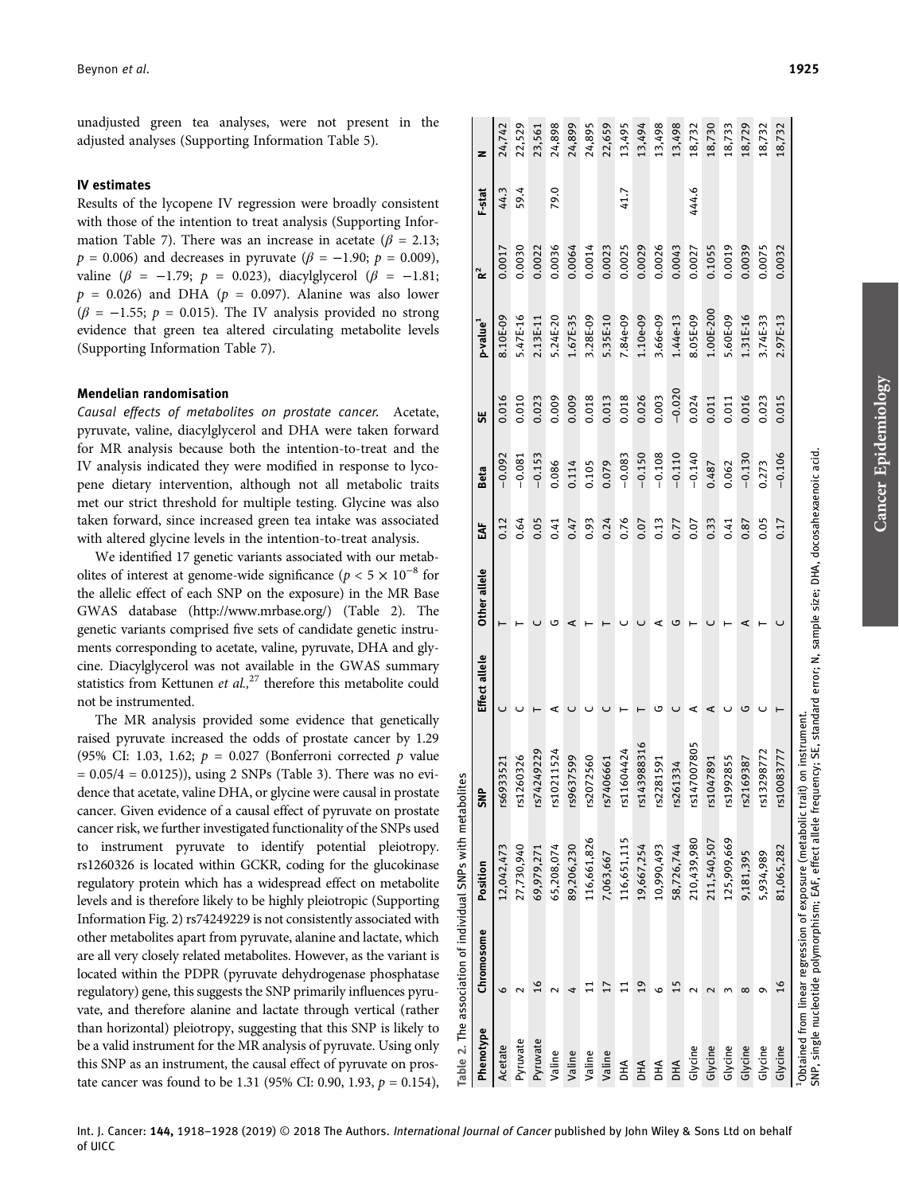unadjusted green tea analyses, were not present in the adjusted analyses (Supporting Information Table 5).

### IV estimates

Results of the lycopene IV regression were broadly consistent with those of the intention to treat analysis (Supporting Information Table 7). There was an increase in acetate ($\beta$ = 2.13; $p$ = 0.006) and decreases in pyruvate ($\beta$ = −1.90; $p$ = 0.009), valine ($\beta$ = −1.79; $p$ = 0.023), diacylglycerol ($\beta$ = −1.81; $p$ = 0.026) and DHA ($p$ = 0.097). Alanine was also lower ($\beta$ = −1.55; $p$ = 0.015). The IV analysis provided no strong evidence that green tea altered circulating metabolite levels (Supporting Information Table 7).

### Mendelian randomisation

*Causal effects of metabolites on prostate cancer.* Acetate, pyruvate, valine, diacylglycerol and DHA were taken forward for MR analysis because both the intention-to-treat and the IV analysis indicated they were modified in response to lycopene dietary intervention, although not all metabolic traits met our strict threshold for multiple testing. Glycine was also taken forward, since increased green tea intake was associated with altered glycine levels in the intention-to-treat analysis.

We identified 17 genetic variants associated with our metabolites of interest at genome-wide significance ($p < 5 \times 10^{-8}$ for the allelic effect of each SNP on the exposure) in the MR Base GWAS database (http://www.mrbase.org/) (Table 2). The genetic variants comprised five sets of candidate genetic instruments corresponding to acetate, valine, pyruvate, DHA and glycine. Diacylglycerol was not available in the GWAS summary statistics from Kettunen *et al.*,[27] therefore this metabolite could not be instrumented.

The MR analysis provided some evidence that genetically raised pyruvate increased the odds of prostate cancer by 1.29 (95% CI: 1.03, 1.62; $p$ = 0.027 (Bonferroni corrected $p$ value = 0.05/4 = 0.0125)), using 2 SNPs (Table 3). There was no evidence that acetate, valine DHA, or glycine were causal in prostate cancer. Given evidence of a causal effect of pyruvate on prostate cancer risk, we further investigated functionality of the SNPs used to instrument pyruvate to identify potential pleiotropy. rs1260326 is located within GCKR, coding for the glucokinase regulatory protein which has a widespread effect on metabolite levels and is therefore likely to be highly pleiotropic (Supporting Information Fig. 2) rs74249229 is not consistently associated with other metabolites apart from pyruvate, alanine and lactate, which are all very closely related metabolites. However, as the variant is located within the PDPR (pyruvate dehydrogenase phosphatase regulatory) gene, this suggests the SNP primarily influences pyruvate, and therefore alanine and lactate through vertical (rather than horizontal) pleiotropy, suggesting that this SNP is likely to be a valid instrument for the MR analysis of pyruvate. Using only this SNP as an instrument, the causal effect of pyruvate on prostate cancer was found to be 1.31 (95% CI: 0.90, 1.93, $p$ = 0.154),

**Table 2.** The association of individual SNPs with metabolites

| Phenotype | Chromosome | Position | SNP | Effect allele | Other allele | EAF | Beta | SE | p-value[1] | $R^2$ | F-stat | N |
|---|---|---|---|---|---|---|---|---|---|---|---|---|
| Acetate | 6 | 12,042,473 | rs6933521 | C | T | 0.12 | −0.092 | 0.016 | 8.10E-09 | 0.0017 | 44.3 | 24,742 |
| Pyruvate | 2 | 27,730,940 | rs1260326 | C | T | 0.64 | −0.081 | 0.010 | 5.47E-16 | 0.0030 | 59.4 | 22,529 |
| Pyruvate | 16 | 69,979,271 | rs74249229 | T | C | 0.05 | −0.153 | 0.023 | 2.13E-11 | 0.0022 | | 23,561 |
| Valine | 2 | 65,208,074 | rs10211524 | A | G | 0.41 | 0.086 | 0.009 | 5.24E-20 | 0.0036 | 79.0 | 24,898 |
| Valine | 4 | 89,206,230 | rs9637599 | C | A | 0.47 | 0.114 | 0.009 | 1.67E-35 | 0.0064 | | 24,899 |
| Valine | 11 | 116,661,826 | rs2072560 | C | T | 0.93 | 0.105 | 0.018 | 3.28E-09 | 0.0014 | | 24,895 |
| Valine | 17 | 7,063,667 | rs7406661 | C | T | 0.24 | 0.079 | 0.013 | 5.35E-10 | 0.0023 | | 22,659 |
| DHA | 11 | 116,651,115 | rs11604424 | T | C | 0.76 | −0.083 | 0.018 | 7.84e-09 | 0.0025 | 41.7 | 13,495 |
| DHA | 19 | 19,667,254 | rs143988316 | T | C | 0.07 | −0.150 | 0.026 | 1.10e-09 | 0.0029 | | 13,494 |
| DHA | 6 | 10,990,493 | rs2281591 | G | A | 0.13 | −0.108 | 0.003 | 3.66e-09 | 0.0026 | | 13,498 |
| DHA | 15 | 58,726,744 | rs261334 | C | G | 0.77 | −0.110 | −0.020 | 1.44e-13 | 0.0043 | | 13,498 |
| Glycine | 2 | 210,439,980 | rs147007805 | A | T | 0.07 | −0.140 | 0.024 | 8.05E-09 | 0.0027 | 444.6 | 18,732 |
| Glycine | 2 | 211,540,507 | rs1047891 | A | C | 0.33 | 0.487 | 0.011 | 1.00E-200 | 0.1055 | | 18,730 |
| Glycine | 3 | 125,909,669 | rs1992855 | C | T | 0.41 | 0.062 | 0.011 | 5.60E-09 | 0.0019 | | 18,733 |
| Glycine | 8 | 9,181,395 | rs2169387 | G | A | 0.87 | −0.130 | 0.016 | 1.31E-16 | 0.0039 | | 18,729 |
| Glycine | 9 | 5,934,989 | rs13298772 | C | T | 0.05 | 0.273 | 0.023 | 3.74E-33 | 0.0075 | | 18,732 |
| Glycine | 16 | 81,065,282 | rs10083777 | T | C | 0.17 | −0.106 | 0.015 | 2.97E-13 | 0.0032 | | 18,732 |

[1]Obtained from linear regression of exposure (metabolic trait) on instrument.
SNP, single nucleotide polymorphism; EAF, effect allele frequency; SE, standard error; N, sample size; DHA, docosahexaenoic acid.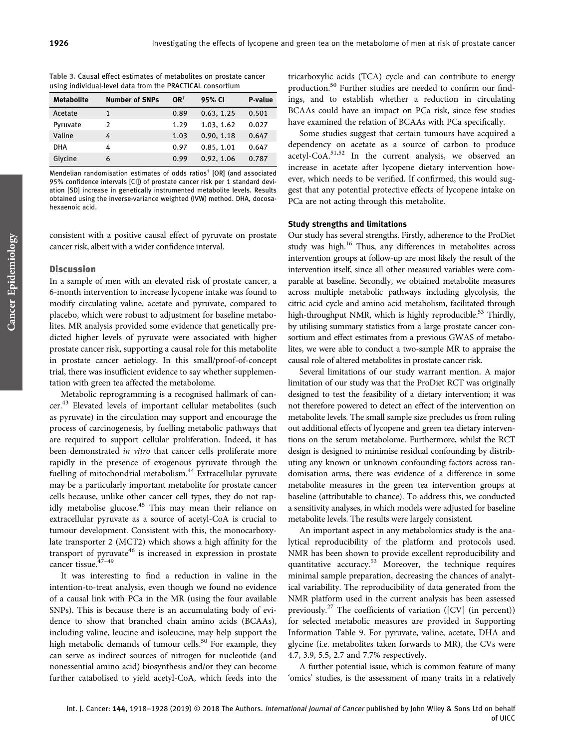Table 3. Causal effect estimates of metabolites on prostate cancer using individual-level data from the PRACTICAL consortium

| Metabolite | Number of SNPs | OR[†] | 95% CI | P-value |
|---|---|---|---|---|
| Acetate | 1 | 0.89 | 0.63, 1.25 | 0.501 |
| Pyruvate | 2 | 1.29 | 1.03, 1.62 | 0.027 |
| Valine | 4 | 1.03 | 0.90, 1.18 | 0.647 |
| DHA | 4 | 0.97 | 0.85, 1.01 | 0.647 |
| Glycine | 6 | 0.99 | 0.92, 1.06 | 0.787 |

Mendelian randomisation estimates of odds ratios[†] [OR] (and associated 95% confidence intervals [CI]) of prostate cancer risk per 1 standard deviation [SD] increase in genetically instrumented metabolite levels. Results obtained using the inverse-variance weighted (IVW) method. DHA, docosahexaenoic acid.

consistent with a positive causal effect of pyruvate on prostate cancer risk, albeit with a wider confidence interval.

## Discussion

In a sample of men with an elevated risk of prostate cancer, a 6-month intervention to increase lycopene intake was found to modify circulating valine, acetate and pyruvate, compared to placebo, which were robust to adjustment for baseline metabolites. MR analysis provided some evidence that genetically predicted higher levels of pyruvate were associated with higher prostate cancer risk, supporting a causal role for this metabolite in prostate cancer aetiology. In this small/proof-of-concept trial, there was insufficient evidence to say whether supplementation with green tea affected the metabolome.

Metabolic reprogramming is a recognised hallmark of cancer.[43] Elevated levels of important cellular metabolites (such as pyruvate) in the circulation may support and encourage the process of carcinogenesis, by fuelling metabolic pathways that are required to support cellular proliferation. Indeed, it has been demonstrated *in vitro* that cancer cells proliferate more rapidly in the presence of exogenous pyruvate through the fuelling of mitochondrial metabolism.[44] Extracellular pyruvate may be a particularly important metabolite for prostate cancer cells because, unlike other cancer cell types, they do not rapidly metabolise glucose.[45] This may mean their reliance on extracellular pyruvate as a source of acetyl-CoA is crucial to tumour development. Consistent with this, the monocarboxylate transporter 2 (MCT2) which shows a high affinity for the transport of pyruvate[46] is increased in expression in prostate cancer tissue.[47–49]

It was interesting to find a reduction in valine in the intention-to-treat analysis, even though we found no evidence of a causal link with PCa in the MR (using the four available SNPs). This is because there is an accumulating body of evidence to show that branched chain amino acids (BCAAs), including valine, leucine and isoleucine, may help support the high metabolic demands of tumour cells.[50] For example, they can serve as indirect sources of nitrogen for nucleotide (and nonessential amino acid) biosynthesis and/or they can become further catabolised to yield acetyl-CoA, which feeds into the tricarboxylic acids (TCA) cycle and can contribute to energy production.[50] Further studies are needed to confirm our findings, and to establish whether a reduction in circulating BCAAs could have an impact on PCa risk, since few studies have examined the relation of BCAAs with PCa specifically.

Some studies suggest that certain tumours have acquired a dependency on acetate as a source of carbon to produce acetyl-CoA.[51,52] In the current analysis, we observed an increase in acetate after lycopene dietary intervention however, which needs to be verified. If confirmed, this would suggest that any potential protective effects of lycopene intake on PCa are not acting through this metabolite.

### Study strengths and limitations

Our study has several strengths. Firstly, adherence to the ProDiet study was high.[16] Thus, any differences in metabolites across intervention groups at follow-up are most likely the result of the intervention itself, since all other measured variables were comparable at baseline. Secondly, we obtained metabolite measures across multiple metabolic pathways including glycolysis, the citric acid cycle and amino acid metabolism, facilitated through high-throughput NMR, which is highly reproducible.[53] Thirdly, by utilising summary statistics from a large prostate cancer consortium and effect estimates from a previous GWAS of metabolites, we were able to conduct a two-sample MR to appraise the causal role of altered metabolites in prostate cancer risk.

Several limitations of our study warrant mention. A major limitation of our study was that the ProDiet RCT was originally designed to test the feasibility of a dietary intervention; it was not therefore powered to detect an effect of the intervention on metabolite levels. The small sample size precludes us from ruling out additional effects of lycopene and green tea dietary interventions on the serum metabolome. Furthermore, whilst the RCT design is designed to minimise residual confounding by distributing any known or unknown confounding factors across randomisation arms, there was evidence of a difference in some metabolite measures in the green tea intervention groups at baseline (attributable to chance). To address this, we conducted a sensitivity analyses, in which models were adjusted for baseline metabolite levels. The results were largely consistent.

An important aspect in any metabolomics study is the analytical reproducibility of the platform and protocols used. NMR has been shown to provide excellent reproducibility and quantitative accuracy.[53] Moreover, the technique requires minimal sample preparation, decreasing the chances of analytical variability. The reproducibility of data generated from the NMR platform used in the current analysis has been assessed previously.[27] The coefficients of variation ([CV] (in percent)) for selected metabolic measures are provided in Supporting Information Table 9. For pyruvate, valine, acetate, DHA and glycine (i.e. metabolites taken forwards to MR), the CVs were 4.7, 3.9, 5.5, 2.7 and 7.7% respectively.

A further potential issue, which is common feature of many 'omics' studies, is the assessment of many traits in a relatively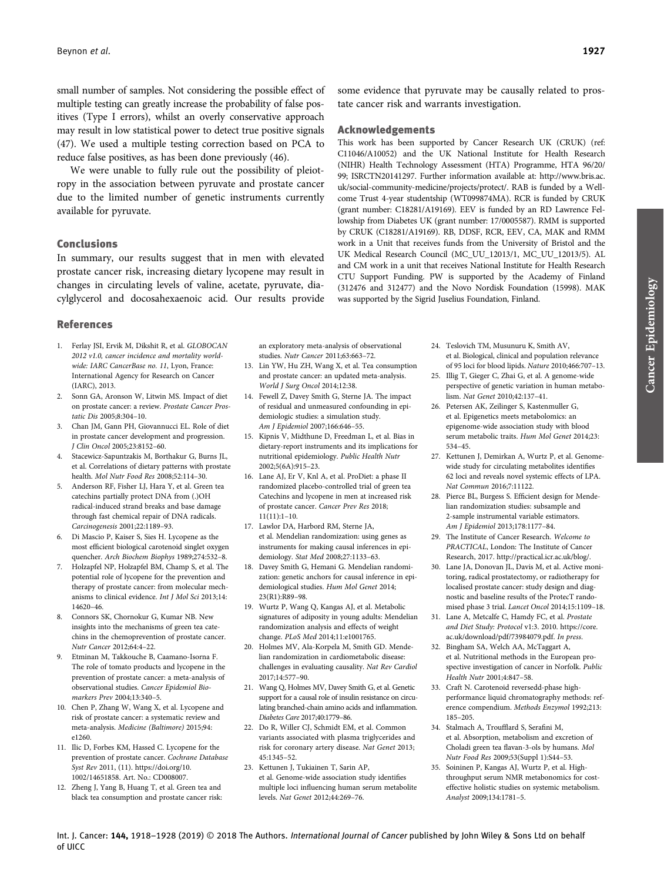small number of samples. Not considering the possible effect of multiple testing can greatly increase the probability of false positives (Type I errors), whilst an overly conservative approach may result in low statistical power to detect true positive signals (47). We used a multiple testing correction based on PCA to reduce false positives, as has been done previously (46).

We were unable to fully rule out the possibility of pleiotropy in the association between pyruvate and prostate cancer due to the limited number of genetic instruments currently available for pyruvate.

## Conclusions

In summary, our results suggest that in men with elevated prostate cancer risk, increasing dietary lycopene may result in changes in circulating levels of valine, acetate, pyruvate, diacylglycerol and docosahexaenoic acid. Our results provide some evidence that pyruvate may be causally related to prostate cancer risk and warrants investigation.

## Acknowledgements

This work has been supported by Cancer Research UK (CRUK) (ref: C11046/A10052) and the UK National Institute for Health Research (NIHR) Health Technology Assessment (HTA) Programme, HTA 96/20/99; ISRCTN20141297. Further information available at: http://www.bris.ac.uk/social-community-medicine/projects/protect/. RAB is funded by a Wellcome Trust 4-year studentship (WT099874MA). RCR is funded by CRUK (grant number: C18281/A19169). EEV is funded by an RD Lawrence Fellowship from Diabetes UK (grant number: 17/0005587). RMM is supported by CRUK (C18281/A19169). RB, DDSF, RCR, EEV, CA, MAK and RMM work in a Unit that receives funds from the University of Bristol and the UK Medical Research Council (MC_UU_12013/1, MC_UU_12013/5). AL and CM work in a unit that receives National Institute for Health Research CTU Support Funding. PW is supported by the Academy of Finland (312476 and 312477) and the Novo Nordisk Foundation (15998). MAK was supported by the Sigrid Juselius Foundation, Finland.

## References

1. Ferlay JSI, Ervik M, Dikshit R, et al. *GLOBOCAN 2012 v1.0, cancer incidence and mortality worldwide: IARC CancerBase no. 11*, Lyon, France: International Agency for Research on Cancer (IARC), 2013.
2. Sonn GA, Aronson W, Litwin MS. Impact of diet on prostate cancer: a review. *Prostate Cancer Prostatic Dis* 2005;8:304–10.
3. Chan JM, Gann PH, Giovannucci EL. Role of diet in prostate cancer development and progression. *J Clin Oncol* 2005;23:8152–60.
4. Stacewicz-Sapuntzakis M, Borthakur G, Burns JL, et al. Correlations of dietary patterns with prostate health. *Mol Nutr Food Res* 2008;52:114–30.
5. Anderson RF, Fisher LJ, Hara Y, et al. Green tea catechins partially protect DNA from (.)OH radical-induced strand breaks and base damage through fast chemical repair of DNA radicals. *Carcinogenesis* 2001;22:1189–93.
6. Di Mascio P, Kaiser S, Sies H. Lycopene as the most efficient biological carotenoid singlet oxygen quencher. *Arch Biochem Biophys* 1989;274:532–8.
7. Holzapfel NP, Holzapfel BM, Champ S, et al. The potential role of lycopene for the prevention and therapy of prostate cancer: from molecular mechanisms to clinical evidence. *Int J Mol Sci* 2013;14: 14620–46.
8. Connors SK, Chornokur G, Kumar NB. New insights into the mechanisms of green tea catechins in the chemoprevention of prostate cancer. *Nutr Cancer* 2012;64:4–22.
9. Etminan M, Takkouche B, Caamano-Isorna F. The role of tomato products and lycopene in the prevention of prostate cancer: a meta-analysis of observational studies. *Cancer Epidemiol Biomarkers Prev* 2004;13:340–5.
10. Chen P, Zhang W, Wang X, et al. Lycopene and risk of prostate cancer: a systematic review and meta-analysis. *Medicine (Baltimore)* 2015;94: e1260.
11. Ilic D, Forbes KM, Hassed C. Lycopene for the prevention of prostate cancer. *Cochrane Database Syst Rev* 2011, (11). https://doi.org/10.1002/14651858. Art. No.: CD008007.
12. Zheng J, Yang B, Huang T, et al. Green tea and black tea consumption and prostate cancer risk: an exploratory meta-analysis of observational studies. *Nutr Cancer* 2011;63:663–72.
13. Lin YW, Hu ZH, Wang X, et al. Tea consumption and prostate cancer: an updated meta-analysis. *World J Surg Oncol* 2014;12:38.
14. Fewell Z, Davey Smith G, Sterne JA. The impact of residual and unmeasured confounding in epidemiologic studies: a simulation study. *Am J Epidemiol* 2007;166:646–55.
15. Kipnis V, Midthune D, Freedman L, et al. Bias in dietary-report instruments and its implications for nutritional epidemiology. *Public Health Nutr* 2002;5(6A):915–23.
16. Lane AJ, Er V, Knl A, et al. ProDiet: a phase II randomized placebo-controlled trial of green tea Catechins and lycopene in men at increased risk of prostate cancer. *Cancer Prev Res* 2018; 11(11):1–10.
17. Lawlor DA, Harbord RM, Sterne JA, et al. Mendelian randomization: using genes as instruments for making causal inferences in epidemiology. *Stat Med* 2008;27:1133–63.
18. Davey Smith G, Hemani G. Mendelian randomization: genetic anchors for causal inference in epidemiological studies. *Hum Mol Genet* 2014; 23(R1):R89–98.
19. Wurtz P, Wang Q, Kangas AJ, et al. Metabolic signatures of adiposity in young adults: Mendelian randomization analysis and effects of weight change. *PLoS Med* 2014;11:e1001765.
20. Holmes MV, Ala-Korpela M, Smith GD. Mendelian randomization in cardiometabolic disease: challenges in evaluating causality. *Nat Rev Cardiol* 2017;14:577–90.
21. Wang Q, Holmes MV, Davey Smith G, et al. Genetic support for a causal role of insulin resistance on circulating branched-chain amino acids and inflammation. *Diabetes Care* 2017;40:1779–86.
22. Do R, Willer CJ, Schmidt EM, et al. Common variants associated with plasma triglycerides and risk for coronary artery disease. *Nat Genet* 2013; 45:1345–52.
23. Kettunen J, Tukiainen T, Sarin AP, et al. Genome-wide association study identifies multiple loci influencing human serum metabolite levels. *Nat Genet* 2012;44:269–76.
24. Teslovich TM, Musunuru K, Smith AV, et al. Biological, clinical and population relevance of 95 loci for blood lipids. *Nature* 2010;466:707–13.
25. Illig T, Gieger C, Zhai G, et al. A genome-wide perspective of genetic variation in human metabolism. *Nat Genet* 2010;42:137–41.
26. Petersen AK, Zeilinger S, Kastenmuller G, et al. Epigenetics meets metabolomics: an epigenome-wide association study with blood serum metabolic traits. *Hum Mol Genet* 2014;23: 534–45.
27. Kettunen J, Demirkan A, Wurtz P, et al. Genome-wide study for circulating metabolites identifies 62 loci and reveals novel systemic effects of LPA. *Nat Commun* 2016;7:11122.
28. Pierce BL, Burgess S. Efficient design for Mendelian randomization studies: subsample and 2-sample instrumental variable estimators. *Am J Epidemiol* 2013;178:1177–84.
29. The Institute of Cancer Research. *Welcome to PRACTICAL*, London: The Institute of Cancer Research, 2017. http://practical.icr.ac.uk/blog/.
30. Lane JA, Donovan JL, Davis M, et al. Active monitoring, radical prostatectomy, or radiotherapy for localised prostate cancer: study design and diagnostic and baseline results of the ProtecT randomised phase 3 trial. *Lancet Oncol* 2014;15:1109–18.
31. Lane A, Metcalfe C, Hamdy FC, et al. *Prostate and Diet Study: Protocol* v1:3. 2010. https://core.ac.uk/download/pdf/73984079.pdf. *In press*.
32. Bingham SA, Welch AA, McTaggart A, et al. Nutritional methods in the European prospective investigation of cancer in Norfolk. *Public Health Nutr* 2001;4:847–58.
33. Craft N. Carotenoid reversedd-phase high-performance liquid chromatography methods: reference compendium. *Methods Enzymol* 1992;213: 185–205.
34. Stalmach A, Troufflard S, Serafini M, et al. Absorption, metabolism and excretion of Choladi green tea flavan-3-ols by humans. *Mol Nutr Food Res* 2009;53(Suppl 1):S44–53.
35. Soininen P, Kangas AJ, Wurtz P, et al. High-throughput serum NMR metabonomics for cost-effective holistic studies on systemic metabolism. *Analyst* 2009;134:1781–5.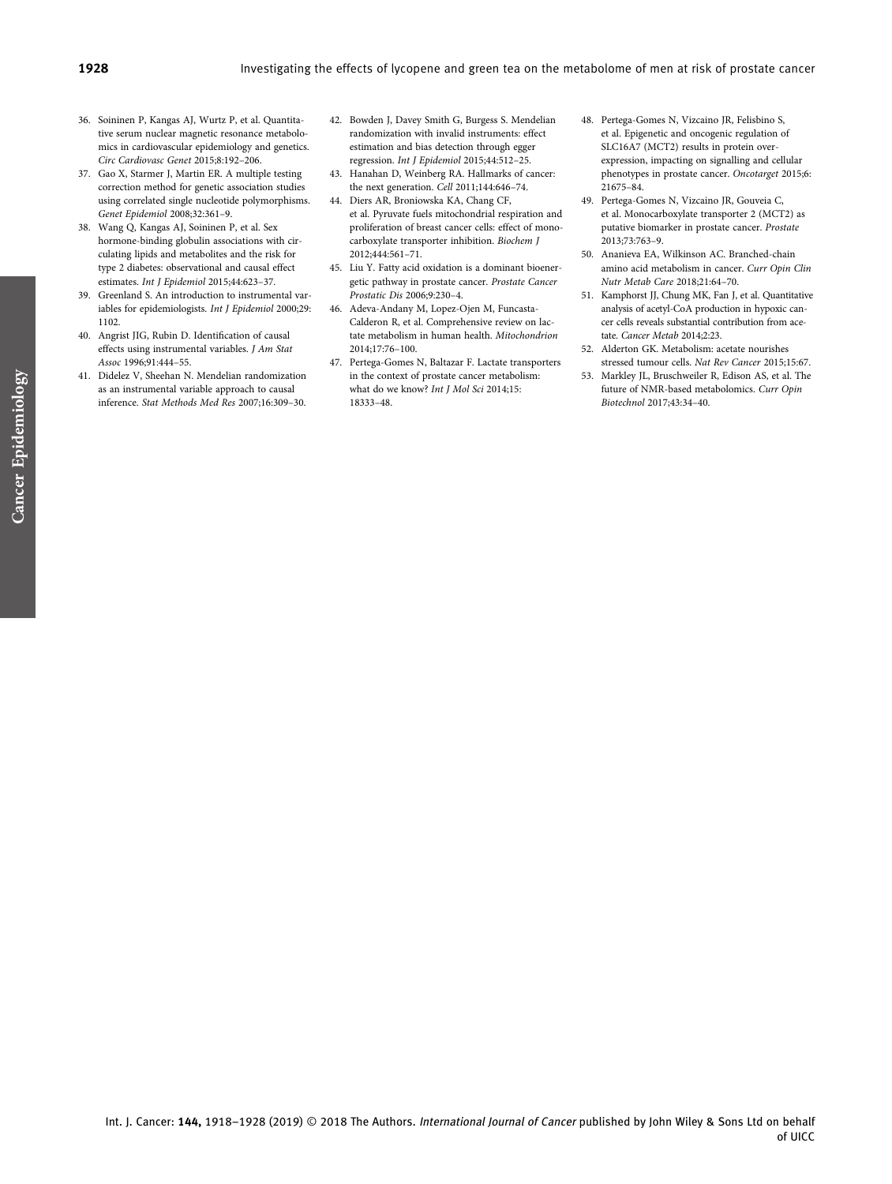36. Soininen P, Kangas AJ, Wurtz P, et al. Quantitative serum nuclear magnetic resonance metabolomics in cardiovascular epidemiology and genetics. *Circ Cardiovasc Genet* 2015;8:192–206.
37. Gao X, Starmer J, Martin ER. A multiple testing correction method for genetic association studies using correlated single nucleotide polymorphisms. *Genet Epidemiol* 2008;32:361–9.
38. Wang Q, Kangas AJ, Soininen P, et al. Sex hormone-binding globulin associations with circulating lipids and metabolites and the risk for type 2 diabetes: observational and causal effect estimates. *Int J Epidemiol* 2015;44:623–37.
39. Greenland S. An introduction to instrumental variables for epidemiologists. *Int J Epidemiol* 2000;29: 1102.
40. Angrist JIG, Rubin D. Identification of causal effects using instrumental variables. *J Am Stat Assoc* 1996;91:444–55.
41. Didelez V, Sheehan N. Mendelian randomization as an instrumental variable approach to causal inference. *Stat Methods Med Res* 2007;16:309–30.
42. Bowden J, Davey Smith G, Burgess S. Mendelian randomization with invalid instruments: effect estimation and bias detection through egger regression. *Int J Epidemiol* 2015;44:512–25.
43. Hanahan D, Weinberg RA. Hallmarks of cancer: the next generation. *Cell* 2011;144:646–74.
44. Diers AR, Broniowska KA, Chang CF, et al. Pyruvate fuels mitochondrial respiration and proliferation of breast cancer cells: effect of monocarboxylate transporter inhibition. *Biochem J* 2012;444:561–71.
45. Liu Y. Fatty acid oxidation is a dominant bioenergetic pathway in prostate cancer. *Prostate Cancer Prostatic Dis* 2006;9:230–4.
46. Adeva-Andany M, Lopez-Ojen M, Funcasta-Calderon R, et al. Comprehensive review on lactate metabolism in human health. *Mitochondrion* 2014;17:76–100.
47. Pertega-Gomes N, Baltazar F. Lactate transporters in the context of prostate cancer metabolism: what do we know? *Int J Mol Sci* 2014;15: 18333–48.
48. Pertega-Gomes N, Vizcaino JR, Felisbino S, et al. Epigenetic and oncogenic regulation of SLC16A7 (MCT2) results in protein over-expression, impacting on signalling and cellular phenotypes in prostate cancer. *Oncotarget* 2015;6: 21675–84.
49. Pertega-Gomes N, Vizcaino JR, Gouveia C, et al. Monocarboxylate transporter 2 (MCT2) as putative biomarker in prostate cancer. *Prostate* 2013;73:763–9.
50. Ananieva EA, Wilkinson AC. Branched-chain amino acid metabolism in cancer. *Curr Opin Clin Nutr Metab Care* 2018;21:64–70.
51. Kamphorst JJ, Chung MK, Fan J, et al. Quantitative analysis of acetyl-CoA production in hypoxic cancer cells reveals substantial contribution from acetate. *Cancer Metab* 2014;2:23.
52. Alderton GK. Metabolism: acetate nourishes stressed tumour cells. *Nat Rev Cancer* 2015;15:67.
53. Markley JL, Bruschweiler R, Edison AS, et al. The future of NMR-based metabolomics. *Curr Opin Biotechnol* 2017;43:34–40.